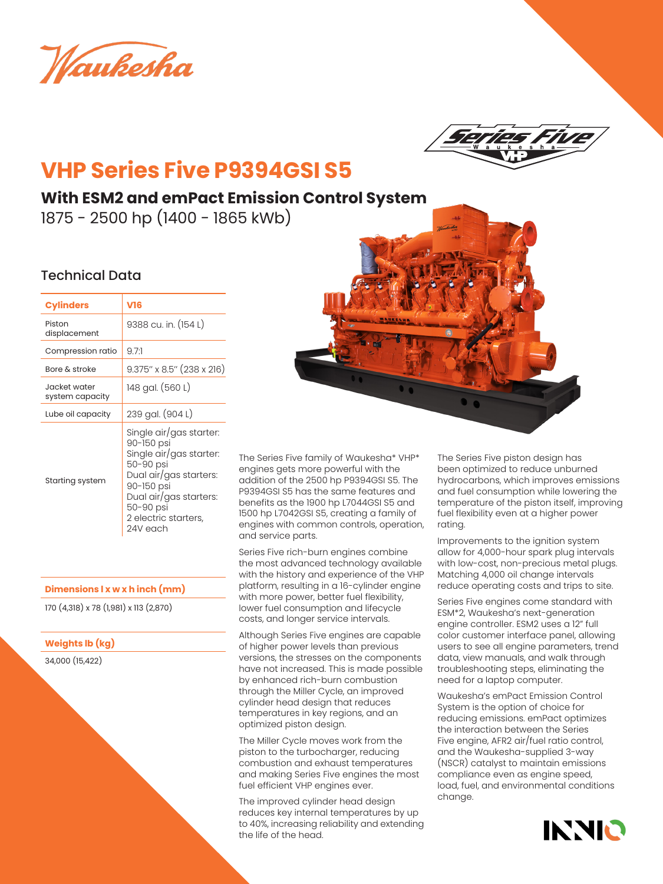# VHP Series Five P9394GSI S5

## With ESM2 and emPact Emission Control System

1875 - 2500 hp (1400 - 1865 kWb)

### Technical Data

| Cylinders | V16 |
|---|---|
| Piston displacement | 9388 cu. in. (154 L) |
| Compression ratio | 9.7:1 |
| Bore & stroke | 9.375" x 8.5" (238 x 216) |
| Jacket water system capacity | 148 gal. (560 L) |
| Lube oil capacity | 239 gal. (904 L) |
| Starting system | Single air/gas starter: 90-150 psi<br>Single air/gas starter: 50-90 psi<br>Dual air/gas starters: 90-150 psi<br>Dual air/gas starters: 50-90 psi<br>2 electric starters, 24V each |

| Dimensions l x w x h inch (mm) |
|---|
| 170 (4,318) x 78 (1,981) x 113 (2,870) |

| Weights lb (kg) |
|---|
| 34,000 (15,422) |

The Series Five family of Waukesha* VHP* engines gets more powerful with the addition of the 2500 hp P9394GSI S5. The P9394GSI S5 has the same features and benefits as the 1900 hp L7044GSI S5 and 1500 hp L7042GSI S5, creating a family of engines with common controls, operation, and service parts.

Series Five rich-burn engines combine the most advanced technology available with the history and experience of the VHP platform, resulting in a 16-cylinder engine with more power, better fuel flexibility, lower fuel consumption and lifecycle costs, and longer service intervals.

Although Series Five engines are capable of higher power levels than previous versions, the stresses on the components have not increased. This is made possible by enhanced rich-burn combustion through the Miller Cycle, an improved cylinder head design that reduces temperatures in key regions, and an optimized piston design.

The Miller Cycle moves work from the piston to the turbocharger, reducing combustion and exhaust temperatures and making Series Five engines the most fuel efficient VHP engines ever.

The improved cylinder head design reduces key internal temperatures by up to 40%, increasing reliability and extending the life of the head.

The Series Five piston design has been optimized to reduce unburned hydrocarbons, which improves emissions and fuel consumption while lowering the temperature of the piston itself, improving fuel flexibility even at a higher power rating.

Improvements to the ignition system allow for 4,000-hour spark plug intervals with low-cost, non-precious metal plugs. Matching 4,000 oil change intervals reduce operating costs and trips to site.

Series Five engines come standard with ESM*2, Waukesha's next-generation engine controller. ESM2 uses a 12" full color customer interface panel, allowing users to see all engine parameters, trend data, view manuals, and walk through troubleshooting steps, eliminating the need for a laptop computer.

Waukesha's emPact Emission Control System is the option of choice for reducing emissions. emPact optimizes the interaction between the Series Five engine, AFR2 air/fuel ratio control, and the Waukesha-supplied 3-way (NSCR) catalyst to maintain emissions compliance even as engine speed, load, fuel, and environmental conditions change.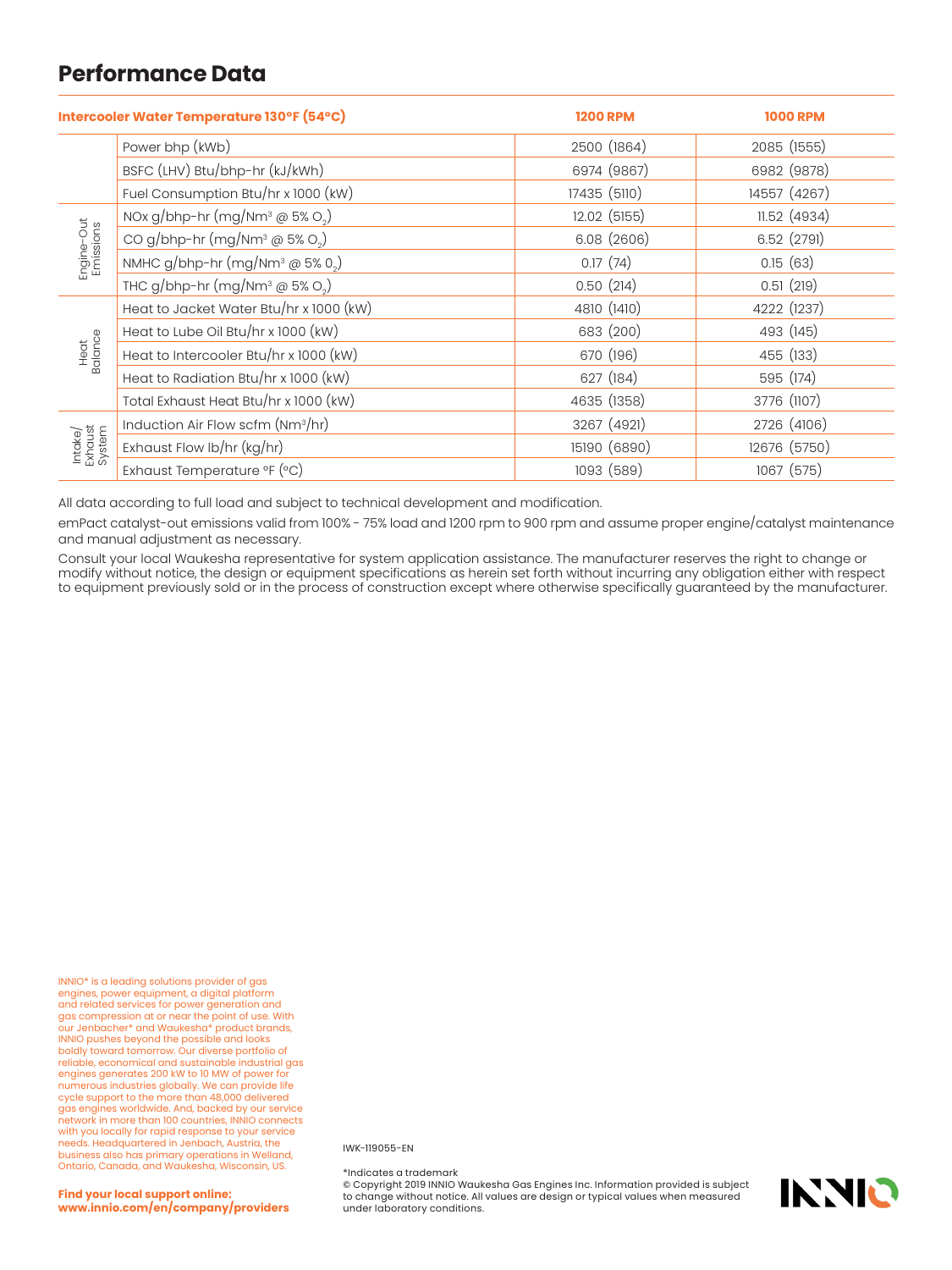## Performance Data

| Intercooler Water Temperature 130°F (54°C) | | 1200 RPM | 1000 RPM |
|---|---|---|---|
| | Power bhp (kWb) | 2500 (1864) | 2085 (1555) |
| | BSFC (LHV) Btu/bhp-hr (kJ/kWh) | 6974 (9867) | 6982 (9878) |
| | Fuel Consumption Btu/hr x 1000 (kW) | 17435 (5110) | 14557 (4267) |
| Engine-Out Emissions | NOx g/bhp-hr (mg/Nm³ @ 5% $O_2$) | 12.02 (5155) | 11.52 (4934) |
| | CO g/bhp-hr (mg/Nm³ @ 5% $O_2$) | 6.08 (2606) | 6.52 (2791) |
| | NMHC g/bhp-hr (mg/Nm³ @ 5% $0_2$) | 0.17 (74) | 0.15 (63) |
| | THC g/bhp-hr (mg/Nm³ @ 5% $O_2$) | 0.50 (214) | 0.51 (219) |
| Heat Balance | Heat to Jacket Water Btu/hr x 1000 (kW) | 4810 (1410) | 4222 (1237) |
| | Heat to Lube Oil Btu/hr x 1000 (kW) | 683 (200) | 493 (145) |
| | Heat to Intercooler Btu/hr x 1000 (kW) | 670 (196) | 455 (133) |
| | Heat to Radiation Btu/hr x 1000 (kW) | 627 (184) | 595 (174) |
| | Total Exhaust Heat Btu/hr x 1000 (kW) | 4635 (1358) | 3776 (1107) |
| Intake/ Exhaust System | Induction Air Flow scfm (Nm³/hr) | 3267 (4921) | 2726 (4106) |
| | Exhaust Flow lb/hr (kg/hr) | 15190 (6890) | 12676 (5750) |
| | Exhaust Temperature °F (°C) | 1093 (589) | 1067 (575) |

All data according to full load and subject to technical development and modification.

emPact catalyst-out emissions valid from 100% - 75% load and 1200 rpm to 900 rpm and assume proper engine/catalyst maintenance and manual adjustment as necessary.

Consult your local Waukesha representative for system application assistance. The manufacturer reserves the right to change or modify without notice, the design or equipment specifications as herein set forth without incurring any obligation either with respect to equipment previously sold or in the process of construction except where otherwise specifically guaranteed by the manufacturer.

INNIO* is a leading solutions provider of gas engines, power equipment, a digital platform and related services for power generation and gas compression at or near the point of use. With our Jenbacher* and Waukesha* product brands, INNIO pushes beyond the possible and looks boldly toward tomorrow. Our diverse portfolio of reliable, economical and sustainable industrial gas engines generates 200 kW to 10 MW of power for numerous industries globally. We can provide life cycle support to the more than 48,000 delivered gas engines worldwide. And, backed by our service network in more than 100 countries, INNIO connects with you locally for rapid response to your service needs. Headquartered in Jenbach, Austria, the business also has primary operations in Welland, Ontario, Canada, and Waukesha, Wisconsin, US.

**Find your local support online: www.innio.com/en/company/providers**

IWK-119055-EN

*Indicates a trademark
© Copyright 2019 INNIO Waukesha Gas Engines Inc. Information provided is subject to change without notice. All values are design or typical values when measured under laboratory conditions.